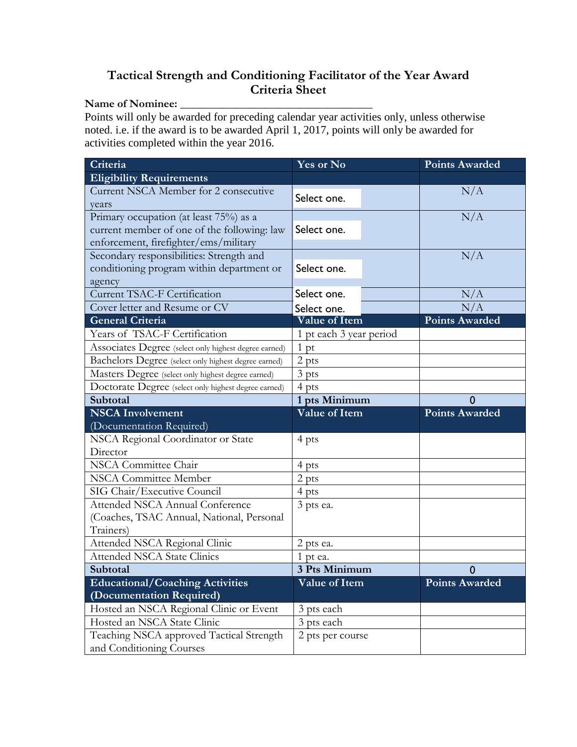# Tactical Strength and Conditioning Facilitator of the Year Award Criteria Sheet

**Name of Nominee:** ___________________________________

Points will only be awarded for preceding calendar year activities only, unless otherwise noted. i.e. if the award is to be awarded April 1, 2017, points will only be awarded for activities completed within the year 2016.

| Criteria | Yes or No | Points Awarded |
|---|---|---|
| **Eligibility Requirements** | | |
| Current NSCA Member for 2 consecutive years | Select one. | N/A |
| Primary occupation (at least 75%) as a current member of one of the following: law enforcement, firefighter/ems/military | Select one. | N/A |
| Secondary responsibilities: Strength and conditioning program within department or agency | Select one. | N/A |
| Current TSAC-F Certification | Select one. | N/A |
| Cover letter and Resume or CV | Select one. | N/A |
| **General Criteria** | **Value of Item** | **Points Awarded** |
| Years of TSAC-F Certification | 1 pt each 3 year period | |
| Associates Degree (select only highest degree earned) | 1 pt | |
| Bachelors Degree (select only highest degree earned) | 2 pts | |
| Masters Degree (select only highest degree earned) | 3 pts | |
| Doctorate Degree (select only highest degree earned) | 4 pts | |
| **Subtotal** | **1 pts Minimum** | 0 |
| **NSCA Involvement** (Documentation Required) | **Value of Item** | **Points Awarded** |
| NSCA Regional Coordinator or State Director | 4 pts | |
| NSCA Committee Chair | 4 pts | |
| NSCA Committee Member | 2 pts | |
| SIG Chair/Executive Council | 4 pts | |
| Attended NSCA Annual Conference (Coaches, TSAC Annual, National, Personal Trainers) | 3 pts ea. | |
| Attended NSCA Regional Clinic | 2 pts ea. | |
| Attended NSCA State Clinics | 1 pt ea. | |
| **Subtotal** | **3 Pts Minimum** | 0 |
| **Educational/Coaching Activities (Documentation Required)** | **Value of Item** | **Points Awarded** |
| Hosted an NSCA Regional Clinic or Event | 3 pts each | |
| Hosted an NSCA State Clinic | 3 pts each | |
| Teaching NSCA approved Tactical Strength and Conditioning Courses | 2 pts per course | |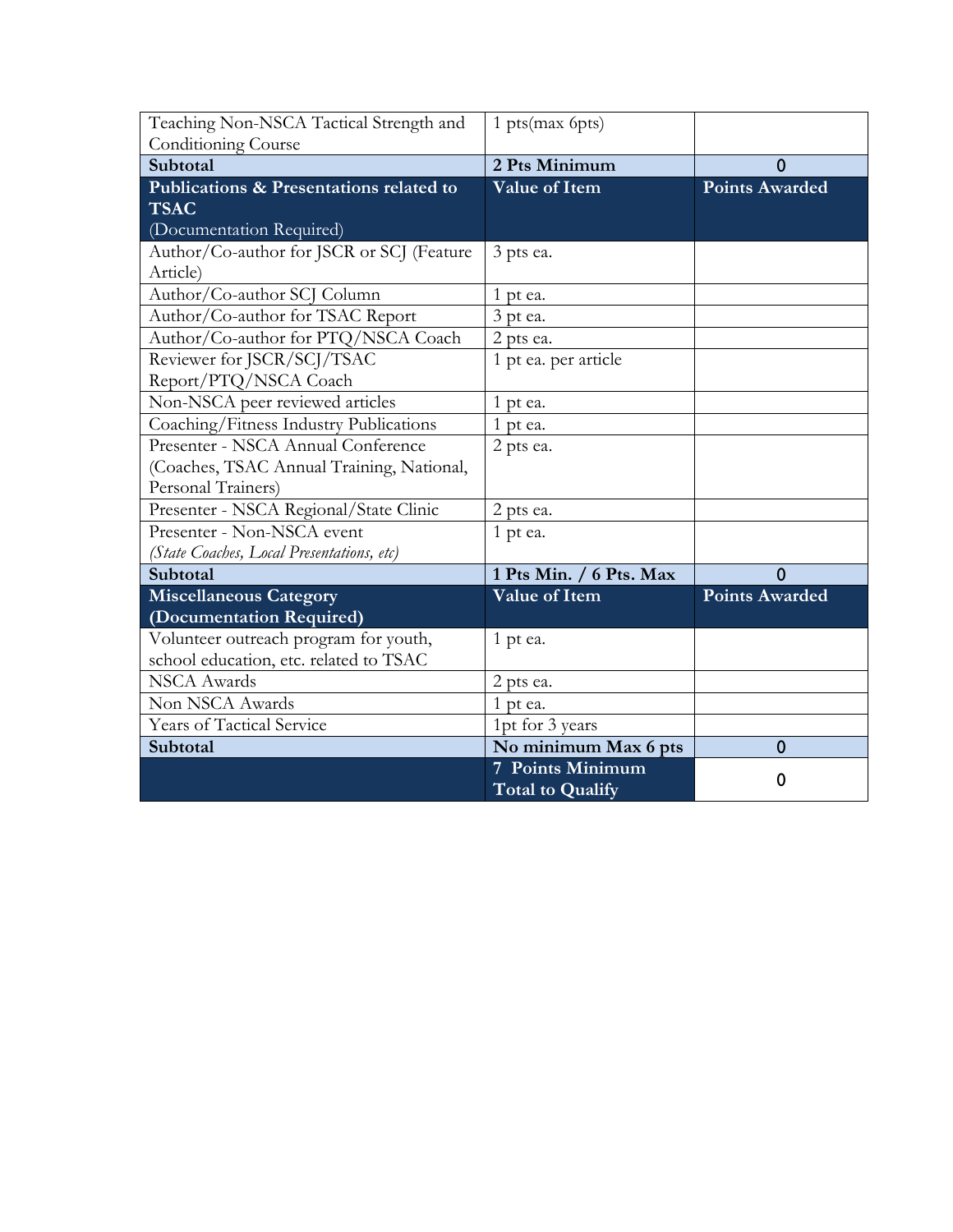| | | |
|---|---|---|
| Teaching Non-NSCA Tactical Strength and Conditioning Course | 1 pts(max 6pts) | |
| **Subtotal** | **2 Pts Minimum** | 0 |
| **Publications & Presentations related to TSAC** (Documentation Required) | **Value of Item** | **Points Awarded** |
| Author/Co-author for JSCR or SCJ (Feature Article) | 3 pts ea. | |
| Author/Co-author SCJ Column | 1 pt ea. | |
| Author/Co-author for TSAC Report | 3 pt ea. | |
| Author/Co-author for PTQ/NSCA Coach | 2 pts ea. | |
| Reviewer for JSCR/SCJ/TSAC Report/PTQ/NSCA Coach | 1 pt ea. per article | |
| Non-NSCA peer reviewed articles | 1 pt ea. | |
| Coaching/Fitness Industry Publications | 1 pt ea. | |
| Presenter - NSCA Annual Conference (Coaches, TSAC Annual Training, National, Personal Trainers) | 2 pts ea. | |
| Presenter - NSCA Regional/State Clinic | 2 pts ea. | |
| Presenter - Non-NSCA event *(State Coaches, Local Presentations, etc)* | 1 pt ea. | |
| **Subtotal** | **1 Pts Min. / 6 Pts. Max** | 0 |
| **Miscellaneous Category (Documentation Required)** | **Value of Item** | **Points Awarded** |
| Volunteer outreach program for youth, school education, etc. related to TSAC | 1 pt ea. | |
| NSCA Awards | 2 pts ea. | |
| Non NSCA Awards | 1 pt ea. | |
| Years of Tactical Service | 1pt for 3 years | |
| **Subtotal** | **No minimum Max 6 pts** | 0 |
| | **7 Points Minimum Total to Qualify** | 0 |